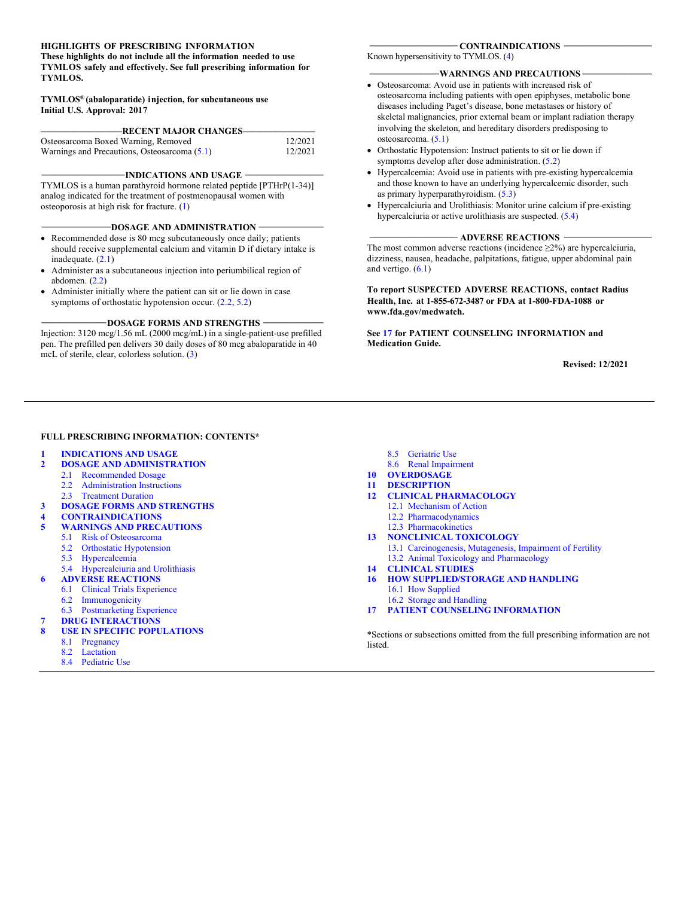**HIGHLIGHTS OF PRESCRIBING INFORMATION**
**These highlights do not include all the information needed to use TYMLOS safely and effectively. See full prescribing information for TYMLOS.**

**TYMLOS® (abaloparatide) injection, for subcutaneous use**
**Initial U.S. Approval: 2017**

**RECENT MAJOR CHANGES**

| | |
|---|---|
| Osteosarcoma Boxed Warning, Removed | 12/2021 |
| Warnings and Precautions, Osteosarcoma (5.1) | 12/2021 |

**INDICATIONS AND USAGE**

TYMLOS is a human parathyroid hormone related peptide [PTHrP(1-34)] analog indicated for the treatment of postmenopausal women with osteoporosis at high risk for fracture. (1)

**DOSAGE AND ADMINISTRATION**

- Recommended dose is 80 mcg subcutaneously once daily; patients should receive supplemental calcium and vitamin D if dietary intake is inadequate. (2.1)
- Administer as a subcutaneous injection into periumbilical region of abdomen. (2.2)
- Administer initially where the patient can sit or lie down in case symptoms of orthostatic hypotension occur. (2.2, 5.2)

**DOSAGE FORMS AND STRENGTHS**

Injection: 3120 mcg/1.56 mL (2000 mcg/mL) in a single-patient-use prefilled pen. The prefilled pen delivers 30 daily doses of 80 mcg abaloparatide in 40 mcL of sterile, clear, colorless solution. (3)

**CONTRAINDICATIONS**

Known hypersensitivity to TYMLOS. (4)

**WARNINGS AND PRECAUTIONS**

- Osteosarcoma: Avoid use in patients with increased risk of osteosarcoma including patients with open epiphyses, metabolic bone diseases including Paget's disease, bone metastases or history of skeletal malignancies, prior external beam or implant radiation therapy involving the skeleton, and hereditary disorders predisposing to osteosarcoma. (5.1)
- Orthostatic Hypotension: Instruct patients to sit or lie down if symptoms develop after dose administration. (5.2)
- Hypercalcemia: Avoid use in patients with pre-existing hypercalcemia and those known to have an underlying hypercalcemic disorder, such as primary hyperparathyroidism. (5.3)
- Hypercalciuria and Urolithiasis: Monitor urine calcium if pre-existing hypercalciuria or active urolithiasis are suspected. (5.4)

**ADVERSE REACTIONS**

The most common adverse reactions (incidence ≥2%) are hypercalciuria, dizziness, nausea, headache, palpitations, fatigue, upper abdominal pain and vertigo. (6.1)

**To report SUSPECTED ADVERSE REACTIONS, contact Radius Health, Inc. at 1-855-672-3487 or FDA at 1-800-FDA-1088 or www.fda.gov/medwatch.**

**See 17 for PATIENT COUNSELING INFORMATION and Medication Guide.**

**Revised: 12/2021**

---

**FULL PRESCRIBING INFORMATION: CONTENTS***

**1 INDICATIONS AND USAGE**
**2 DOSAGE AND ADMINISTRATION**
- 2.1 Recommended Dosage
- 2.2 Administration Instructions
- 2.3 Treatment Duration

**3 DOSAGE FORMS AND STRENGTHS**
**4 CONTRAINDICATIONS**
**5 WARNINGS AND PRECAUTIONS**
- 5.1 Risk of Osteosarcoma
- 5.2 Orthostatic Hypotension
- 5.3 Hypercalcemia
- 5.4 Hypercalciuria and Urolithiasis

**6 ADVERSE REACTIONS**
- 6.1 Clinical Trials Experience
- 6.2 Immunogenicity
- 6.3 Postmarketing Experience

**7 DRUG INTERACTIONS**
**8 USE IN SPECIFIC POPULATIONS**
- 8.1 Pregnancy
- 8.2 Lactation
- 8.4 Pediatric Use
- 8.5 Geriatric Use
- 8.6 Renal Impairment

**10 OVERDOSAGE**
**11 DESCRIPTION**
**12 CLINICAL PHARMACOLOGY**
- 12.1 Mechanism of Action
- 12.2 Pharmacodynamics
- 12.3 Pharmacokinetics

**13 NONCLINICAL TOXICOLOGY**
- 13.1 Carcinogenesis, Mutagenesis, Impairment of Fertility
- 13.2 Animal Toxicology and Pharmacology

**14 CLINICAL STUDIES**
**16 HOW SUPPLIED/STORAGE AND HANDLING**
- 16.1 How Supplied
- 16.2 Storage and Handling

**17 PATIENT COUNSELING INFORMATION**

*Sections or subsections omitted from the full prescribing information are not listed.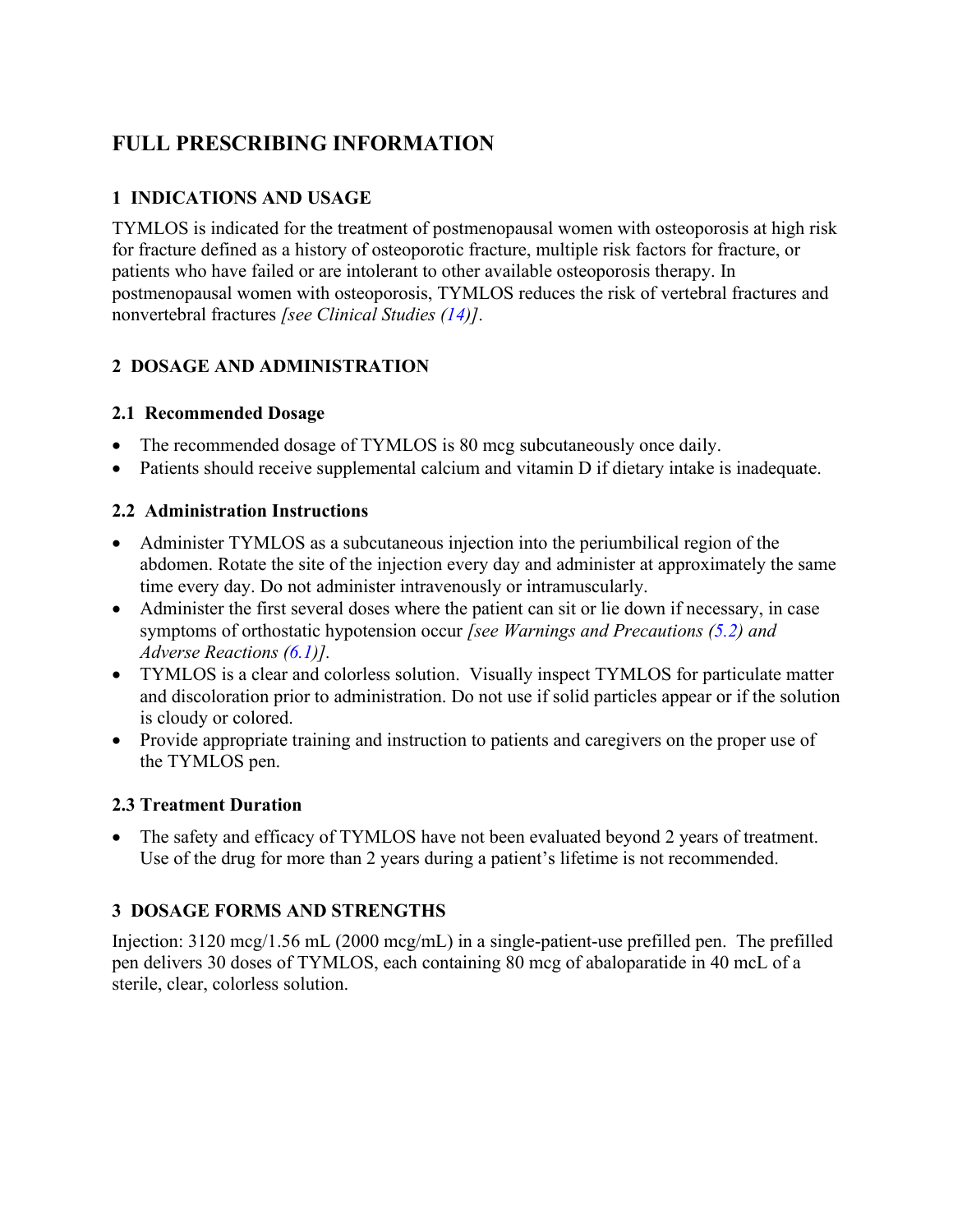# FULL PRESCRIBING INFORMATION

## 1 INDICATIONS AND USAGE

TYMLOS is indicated for the treatment of postmenopausal women with osteoporosis at high risk for fracture defined as a history of osteoporotic fracture, multiple risk factors for fracture, or patients who have failed or are intolerant to other available osteoporosis therapy. In postmenopausal women with osteoporosis, TYMLOS reduces the risk of vertebral fractures and nonvertebral fractures *[see Clinical Studies (14)]*.

## 2 DOSAGE AND ADMINISTRATION

### 2.1 Recommended Dosage

- The recommended dosage of TYMLOS is 80 mcg subcutaneously once daily.
- Patients should receive supplemental calcium and vitamin D if dietary intake is inadequate.

### 2.2 Administration Instructions

- Administer TYMLOS as a subcutaneous injection into the periumbilical region of the abdomen. Rotate the site of the injection every day and administer at approximately the same time every day. Do not administer intravenously or intramuscularly.
- Administer the first several doses where the patient can sit or lie down if necessary, in case symptoms of orthostatic hypotension occur *[see Warnings and Precautions (5.2) and Adverse Reactions (6.1)]*.
- TYMLOS is a clear and colorless solution. Visually inspect TYMLOS for particulate matter and discoloration prior to administration. Do not use if solid particles appear or if the solution is cloudy or colored.
- Provide appropriate training and instruction to patients and caregivers on the proper use of the TYMLOS pen.

### 2.3 Treatment Duration

- The safety and efficacy of TYMLOS have not been evaluated beyond 2 years of treatment. Use of the drug for more than 2 years during a patient's lifetime is not recommended.

## 3 DOSAGE FORMS AND STRENGTHS

Injection: 3120 mcg/1.56 mL (2000 mcg/mL) in a single-patient-use prefilled pen. The prefilled pen delivers 30 doses of TYMLOS, each containing 80 mcg of abaloparatide in 40 mcL of a sterile, clear, colorless solution.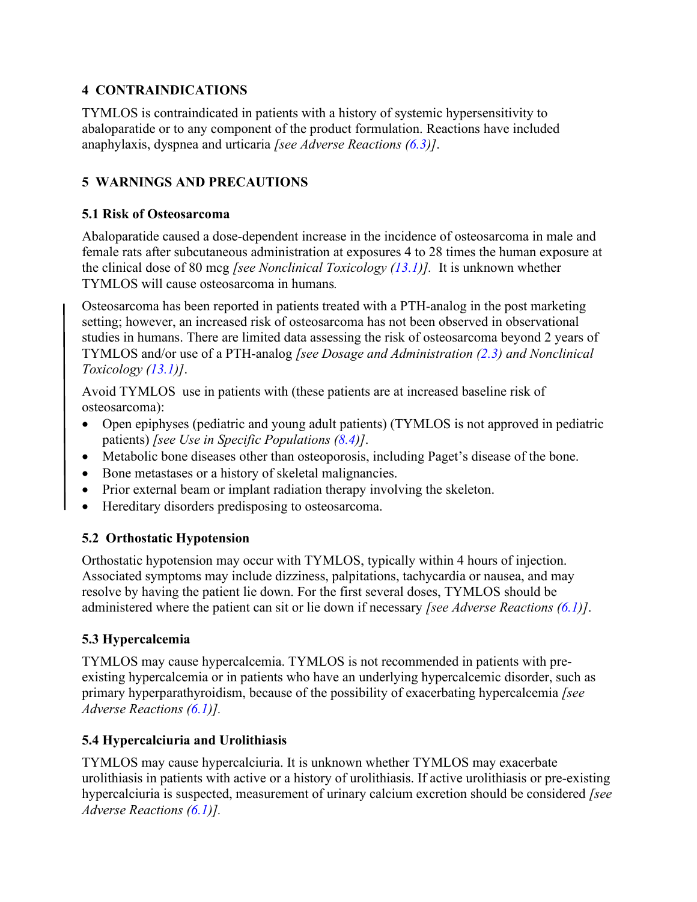## 4 CONTRAINDICATIONS

TYMLOS is contraindicated in patients with a history of systemic hypersensitivity to abaloparatide or to any component of the product formulation. Reactions have included anaphylaxis, dyspnea and urticaria *[see Adverse Reactions (6.3)]*.

## 5 WARNINGS AND PRECAUTIONS

### 5.1 Risk of Osteosarcoma

Abaloparatide caused a dose-dependent increase in the incidence of osteosarcoma in male and female rats after subcutaneous administration at exposures 4 to 28 times the human exposure at the clinical dose of 80 mcg *[see Nonclinical Toxicology (13.1)]*. It is unknown whether TYMLOS will cause osteosarcoma in humans.

Osteosarcoma has been reported in patients treated with a PTH-analog in the post marketing setting; however, an increased risk of osteosarcoma has not been observed in observational studies in humans. There are limited data assessing the risk of osteosarcoma beyond 2 years of TYMLOS and/or use of a PTH-analog *[see Dosage and Administration (2.3) and Nonclinical Toxicology (13.1)]*.

Avoid TYMLOS use in patients with (these patients are at increased baseline risk of osteosarcoma):

- Open epiphyses (pediatric and young adult patients) (TYMLOS is not approved in pediatric patients) *[see Use in Specific Populations (8.4)]*.
- Metabolic bone diseases other than osteoporosis, including Paget's disease of the bone.
- Bone metastases or a history of skeletal malignancies.
- Prior external beam or implant radiation therapy involving the skeleton.
- Hereditary disorders predisposing to osteosarcoma.

### 5.2 Orthostatic Hypotension

Orthostatic hypotension may occur with TYMLOS, typically within 4 hours of injection. Associated symptoms may include dizziness, palpitations, tachycardia or nausea, and may resolve by having the patient lie down. For the first several doses, TYMLOS should be administered where the patient can sit or lie down if necessary *[see Adverse Reactions (6.1)]*.

### 5.3 Hypercalcemia

TYMLOS may cause hypercalcemia. TYMLOS is not recommended in patients with pre-existing hypercalcemia or in patients who have an underlying hypercalcemic disorder, such as primary hyperparathyroidism, because of the possibility of exacerbating hypercalcemia *[see Adverse Reactions (6.1)].*

### 5.4 Hypercalciuria and Urolithiasis

TYMLOS may cause hypercalciuria. It is unknown whether TYMLOS may exacerbate urolithiasis in patients with active or a history of urolithiasis. If active urolithiasis or pre-existing hypercalciuria is suspected, measurement of urinary calcium excretion should be considered *[see Adverse Reactions (6.1)].*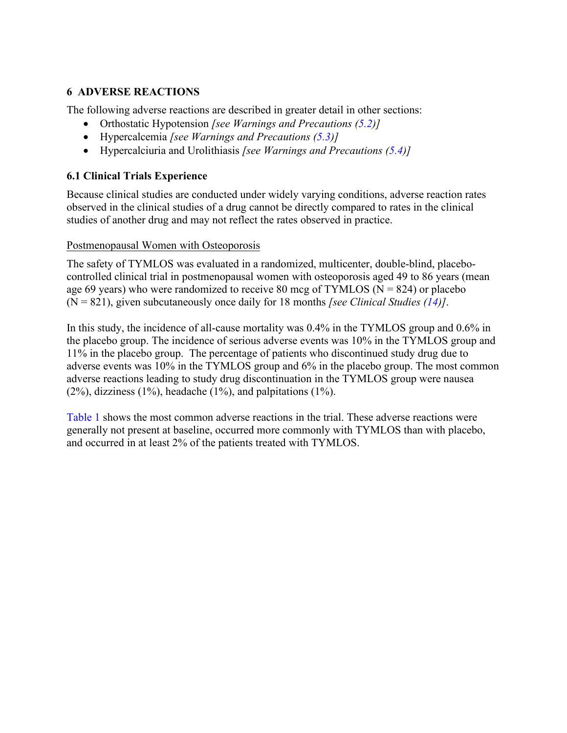## 6 ADVERSE REACTIONS

The following adverse reactions are described in greater detail in other sections:

- Orthostatic Hypotension *[see Warnings and Precautions (5.2)]*
- Hypercalcemia *[see Warnings and Precautions (5.3)]*
- Hypercalciuria and Urolithiasis *[see Warnings and Precautions (5.4)]*

### 6.1 Clinical Trials Experience

Because clinical studies are conducted under widely varying conditions, adverse reaction rates observed in the clinical studies of a drug cannot be directly compared to rates in the clinical studies of another drug and may not reflect the rates observed in practice.

Postmenopausal Women with Osteoporosis

The safety of TYMLOS was evaluated in a randomized, multicenter, double-blind, placebo-controlled clinical trial in postmenopausal women with osteoporosis aged 49 to 86 years (mean age 69 years) who were randomized to receive 80 mcg of TYMLOS (N = 824) or placebo (N = 821), given subcutaneously once daily for 18 months *[see Clinical Studies (14)]*.

In this study, the incidence of all-cause mortality was 0.4% in the TYMLOS group and 0.6% in the placebo group. The incidence of serious adverse events was 10% in the TYMLOS group and 11% in the placebo group. The percentage of patients who discontinued study drug due to adverse events was 10% in the TYMLOS group and 6% in the placebo group. The most common adverse reactions leading to study drug discontinuation in the TYMLOS group were nausea (2%), dizziness (1%), headache (1%), and palpitations (1%).

Table 1 shows the most common adverse reactions in the trial. These adverse reactions were generally not present at baseline, occurred more commonly with TYMLOS than with placebo, and occurred in at least 2% of the patients treated with TYMLOS.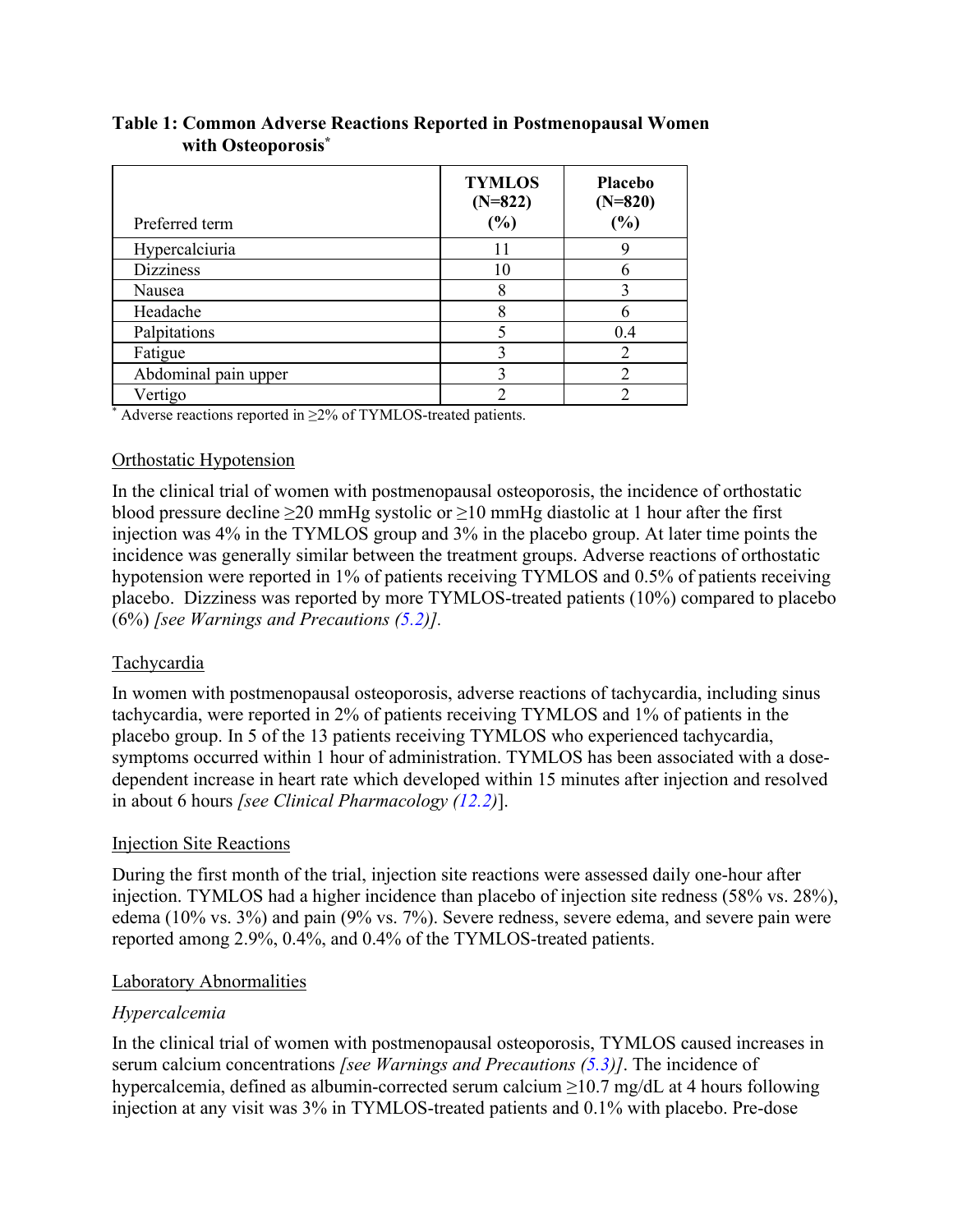**Table 1: Common Adverse Reactions Reported in Postmenopausal Women with Osteoporosis***

| Preferred term | TYMLOS (N=822) (%) | Placebo (N=820) (%) |
|---|---|---|
| Hypercalciuria | 11 | 9 |
| Dizziness | 10 | 6 |
| Nausea | 8 | 3 |
| Headache | 8 | 6 |
| Palpitations | 5 | 0.4 |
| Fatigue | 3 | 2 |
| Abdominal pain upper | 3 | 2 |
| Vertigo | 2 | 2 |

* Adverse reactions reported in ≥2% of TYMLOS-treated patients.

Orthostatic Hypotension

In the clinical trial of women with postmenopausal osteoporosis, the incidence of orthostatic blood pressure decline ≥20 mmHg systolic or ≥10 mmHg diastolic at 1 hour after the first injection was 4% in the TYMLOS group and 3% in the placebo group. At later time points the incidence was generally similar between the treatment groups. Adverse reactions of orthostatic hypotension were reported in 1% of patients receiving TYMLOS and 0.5% of patients receiving placebo. Dizziness was reported by more TYMLOS-treated patients (10%) compared to placebo (6%) *[see Warnings and Precautions (5.2)].*

Tachycardia

In women with postmenopausal osteoporosis, adverse reactions of tachycardia, including sinus tachycardia, were reported in 2% of patients receiving TYMLOS and 1% of patients in the placebo group. In 5 of the 13 patients receiving TYMLOS who experienced tachycardia, symptoms occurred within 1 hour of administration. TYMLOS has been associated with a dose-dependent increase in heart rate which developed within 15 minutes after injection and resolved in about 6 hours *[see Clinical Pharmacology (12.2)*].

Injection Site Reactions

During the first month of the trial, injection site reactions were assessed daily one-hour after injection. TYMLOS had a higher incidence than placebo of injection site redness (58% vs. 28%), edema (10% vs. 3%) and pain (9% vs. 7%). Severe redness, severe edema, and severe pain were reported among 2.9%, 0.4%, and 0.4% of the TYMLOS-treated patients.

Laboratory Abnormalities

*Hypercalcemia*

In the clinical trial of women with postmenopausal osteoporosis, TYMLOS caused increases in serum calcium concentrations *[see Warnings and Precautions (5.3)]*. The incidence of hypercalcemia, defined as albumin-corrected serum calcium ≥10.7 mg/dL at 4 hours following injection at any visit was 3% in TYMLOS-treated patients and 0.1% with placebo. Pre-dose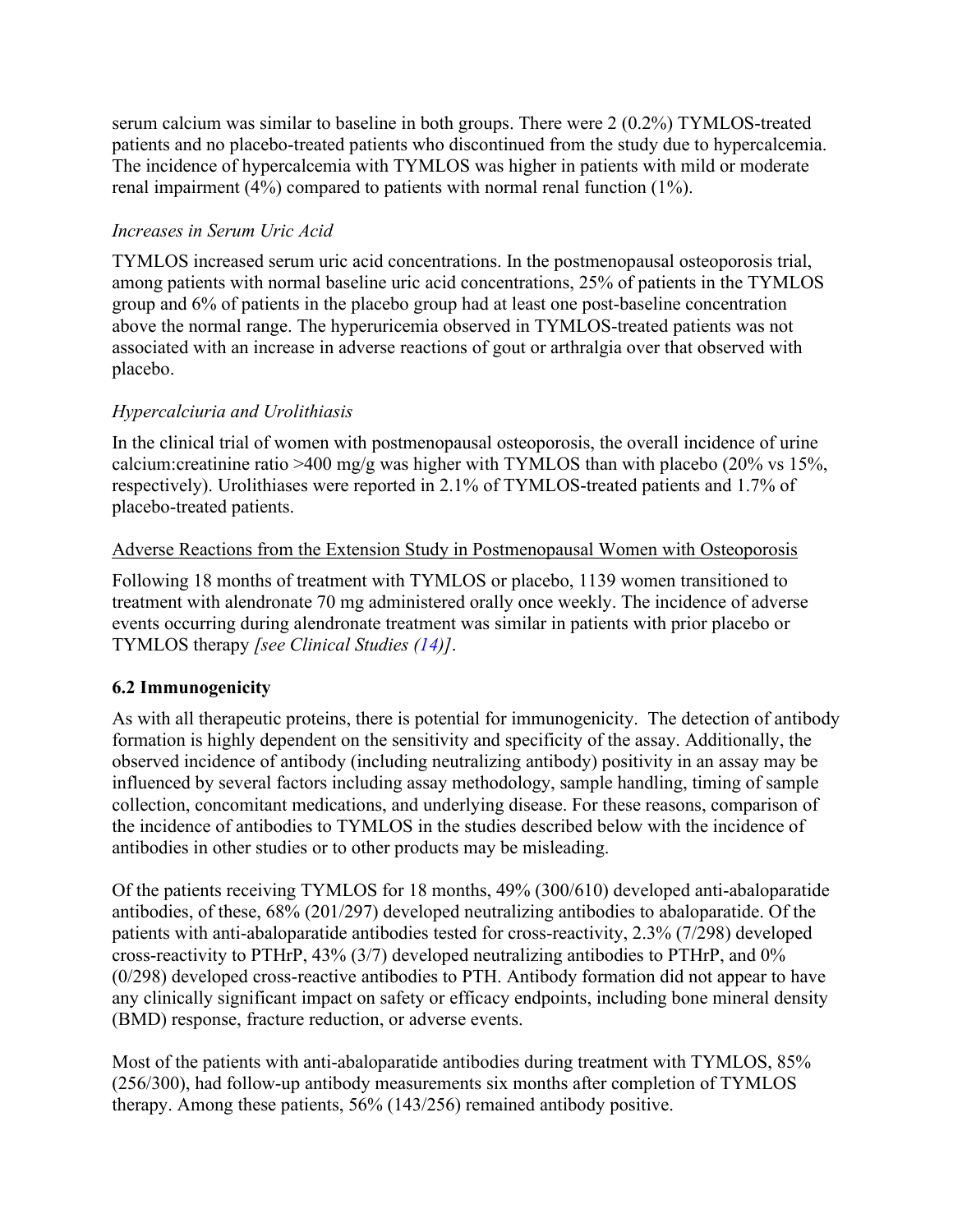serum calcium was similar to baseline in both groups. There were 2 (0.2%) TYMLOS-treated patients and no placebo-treated patients who discontinued from the study due to hypercalcemia. The incidence of hypercalcemia with TYMLOS was higher in patients with mild or moderate renal impairment (4%) compared to patients with normal renal function (1%).

*Increases in Serum Uric Acid*

TYMLOS increased serum uric acid concentrations. In the postmenopausal osteoporosis trial, among patients with normal baseline uric acid concentrations, 25% of patients in the TYMLOS group and 6% of patients in the placebo group had at least one post-baseline concentration above the normal range. The hyperuricemia observed in TYMLOS-treated patients was not associated with an increase in adverse reactions of gout or arthralgia over that observed with placebo.

*Hypercalciuria and Urolithiasis*

In the clinical trial of women with postmenopausal osteoporosis, the overall incidence of urine calcium:creatinine ratio >400 mg/g was higher with TYMLOS than with placebo (20% vs 15%, respectively). Urolithiases were reported in 2.1% of TYMLOS-treated patients and 1.7% of placebo-treated patients.

Adverse Reactions from the Extension Study in Postmenopausal Women with Osteoporosis

Following 18 months of treatment with TYMLOS or placebo, 1139 women transitioned to treatment with alendronate 70 mg administered orally once weekly. The incidence of adverse events occurring during alendronate treatment was similar in patients with prior placebo or TYMLOS therapy *[see Clinical Studies (14)]*.

### 6.2 Immunogenicity

As with all therapeutic proteins, there is potential for immunogenicity. The detection of antibody formation is highly dependent on the sensitivity and specificity of the assay. Additionally, the observed incidence of antibody (including neutralizing antibody) positivity in an assay may be influenced by several factors including assay methodology, sample handling, timing of sample collection, concomitant medications, and underlying disease. For these reasons, comparison of the incidence of antibodies to TYMLOS in the studies described below with the incidence of antibodies in other studies or to other products may be misleading.

Of the patients receiving TYMLOS for 18 months, 49% (300/610) developed anti-abaloparatide antibodies, of these, 68% (201/297) developed neutralizing antibodies to abaloparatide. Of the patients with anti-abaloparatide antibodies tested for cross-reactivity, 2.3% (7/298) developed cross-reactivity to PTHrP, 43% (3/7) developed neutralizing antibodies to PTHrP, and 0% (0/298) developed cross-reactive antibodies to PTH. Antibody formation did not appear to have any clinically significant impact on safety or efficacy endpoints, including bone mineral density (BMD) response, fracture reduction, or adverse events.

Most of the patients with anti-abaloparatide antibodies during treatment with TYMLOS, 85% (256/300), had follow-up antibody measurements six months after completion of TYMLOS therapy. Among these patients, 56% (143/256) remained antibody positive.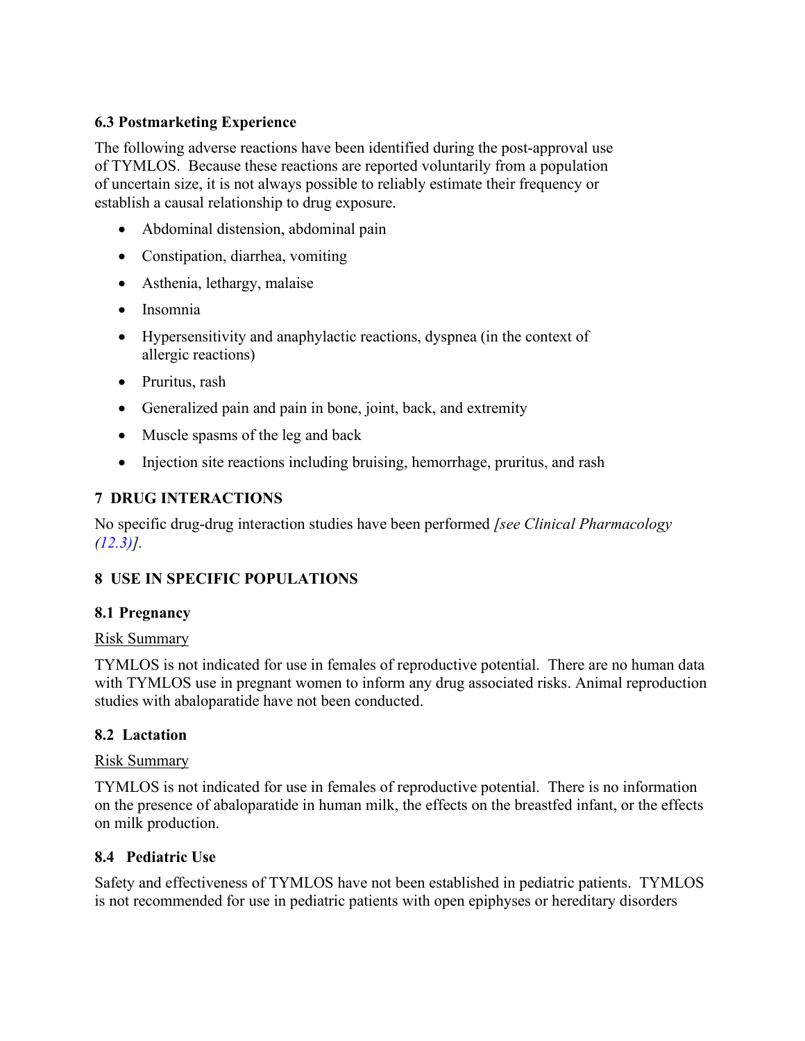### 6.3 Postmarketing Experience

The following adverse reactions have been identified during the post-approval use of TYMLOS. Because these reactions are reported voluntarily from a population of uncertain size, it is not always possible to reliably estimate their frequency or establish a causal relationship to drug exposure.

- Abdominal distension, abdominal pain
- Constipation, diarrhea, vomiting
- Asthenia, lethargy, malaise
- Insomnia
- Hypersensitivity and anaphylactic reactions, dyspnea (in the context of allergic reactions)
- Pruritus, rash
- Generalized pain and pain in bone, joint, back, and extremity
- Muscle spasms of the leg and back
- Injection site reactions including bruising, hemorrhage, pruritus, and rash

## 7 DRUG INTERACTIONS

No specific drug-drug interaction studies have been performed *[see Clinical Pharmacology (12.3)].*

## 8 USE IN SPECIFIC POPULATIONS

### 8.1 Pregnancy

Risk Summary

TYMLOS is not indicated for use in females of reproductive potential. There are no human data with TYMLOS use in pregnant women to inform any drug associated risks. Animal reproduction studies with abaloparatide have not been conducted.

### 8.2 Lactation

Risk Summary

TYMLOS is not indicated for use in females of reproductive potential. There is no information on the presence of abaloparatide in human milk, the effects on the breastfed infant, or the effects on milk production.

### 8.4 Pediatric Use

Safety and effectiveness of TYMLOS have not been established in pediatric patients. TYMLOS is not recommended for use in pediatric patients with open epiphyses or hereditary disorders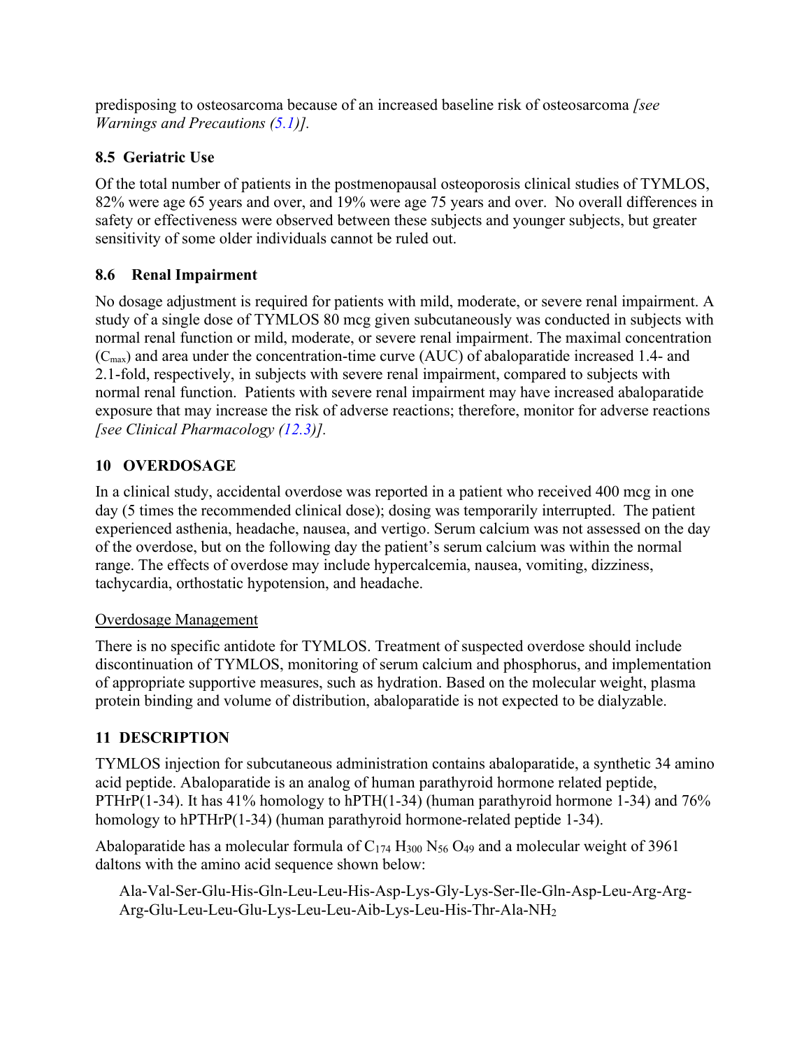predisposing to osteosarcoma because of an increased baseline risk of osteosarcoma *[see Warnings and Precautions (5.1)].*

### 8.5 Geriatric Use

Of the total number of patients in the postmenopausal osteoporosis clinical studies of TYMLOS, 82% were age 65 years and over, and 19% were age 75 years and over. No overall differences in safety or effectiveness were observed between these subjects and younger subjects, but greater sensitivity of some older individuals cannot be ruled out.

### 8.6 Renal Impairment

No dosage adjustment is required for patients with mild, moderate, or severe renal impairment. A study of a single dose of TYMLOS 80 mcg given subcutaneously was conducted in subjects with normal renal function or mild, moderate, or severe renal impairment. The maximal concentration ($C_{max}$) and area under the concentration-time curve (AUC) of abaloparatide increased 1.4- and 2.1-fold, respectively, in subjects with severe renal impairment, compared to subjects with normal renal function. Patients with severe renal impairment may have increased abaloparatide exposure that may increase the risk of adverse reactions; therefore, monitor for adverse reactions *[see Clinical Pharmacology (12.3)].*

## 10 OVERDOSAGE

In a clinical study, accidental overdose was reported in a patient who received 400 mcg in one day (5 times the recommended clinical dose); dosing was temporarily interrupted. The patient experienced asthenia, headache, nausea, and vertigo. Serum calcium was not assessed on the day of the overdose, but on the following day the patient's serum calcium was within the normal range. The effects of overdose may include hypercalcemia, nausea, vomiting, dizziness, tachycardia, orthostatic hypotension, and headache.

Overdosage Management

There is no specific antidote for TYMLOS. Treatment of suspected overdose should include discontinuation of TYMLOS, monitoring of serum calcium and phosphorus, and implementation of appropriate supportive measures, such as hydration. Based on the molecular weight, plasma protein binding and volume of distribution, abaloparatide is not expected to be dialyzable.

## 11 DESCRIPTION

TYMLOS injection for subcutaneous administration contains abaloparatide, a synthetic 34 amino acid peptide. Abaloparatide is an analog of human parathyroid hormone related peptide, PTHrP(1-34). It has 41% homology to hPTH(1-34) (human parathyroid hormone 1-34) and 76% homology to hPTHrP(1-34) (human parathyroid hormone-related peptide 1-34).

Abaloparatide has a molecular formula of $C_{174} H_{300} N_{56} O_{49}$ and a molecular weight of 3961 daltons with the amino acid sequence shown below:

Ala-Val-Ser-Glu-His-Gln-Leu-Leu-His-Asp-Lys-Gly-Lys-Ser-Ile-Gln-Asp-Leu-Arg-Arg-Arg-Glu-Leu-Leu-Glu-Lys-Leu-Leu-Aib-Lys-Leu-His-Thr-Ala-$NH_2$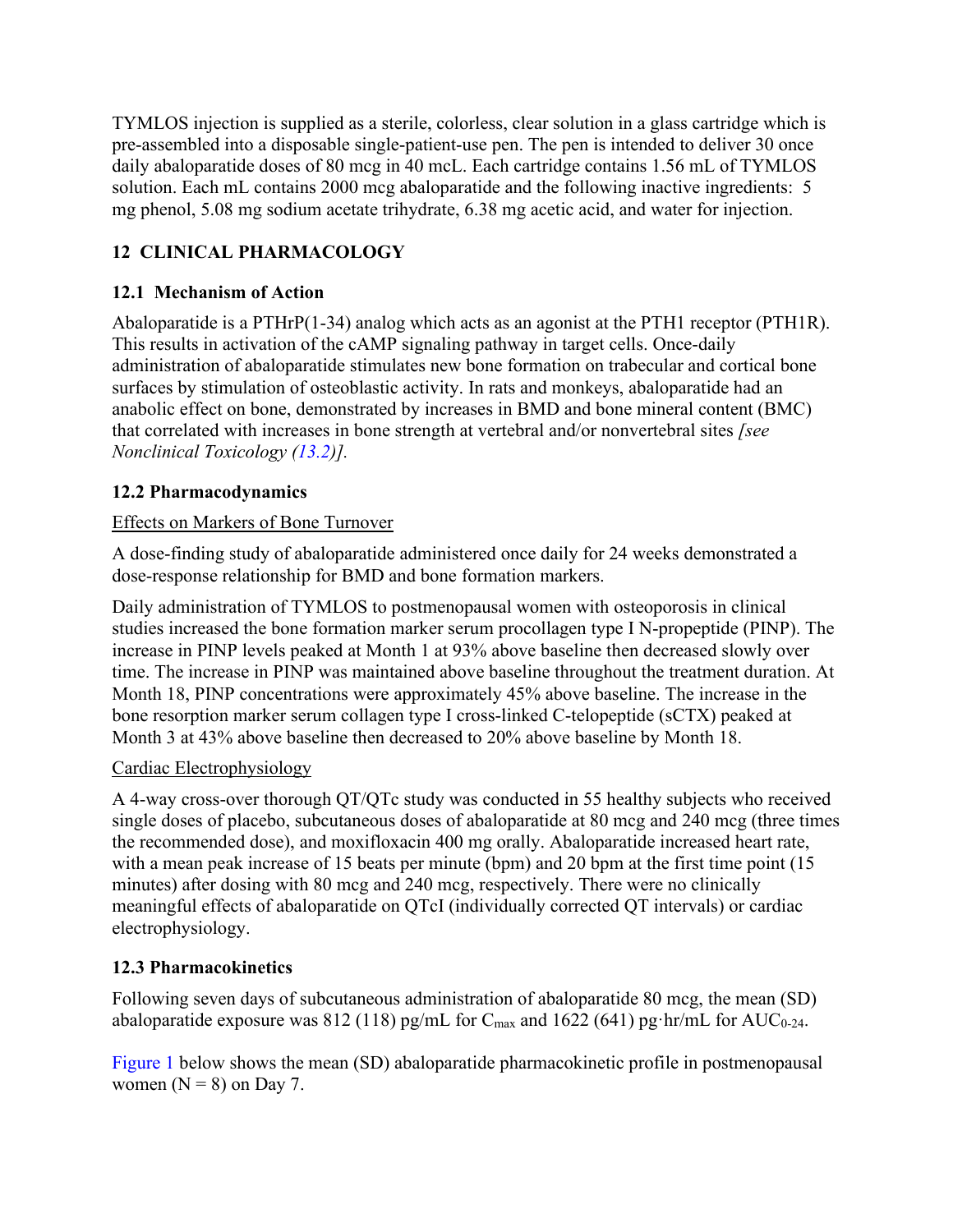TYMLOS injection is supplied as a sterile, colorless, clear solution in a glass cartridge which is pre-assembled into a disposable single-patient-use pen. The pen is intended to deliver 30 once daily abaloparatide doses of 80 mcg in 40 mcL. Each cartridge contains 1.56 mL of TYMLOS solution. Each mL contains 2000 mcg abaloparatide and the following inactive ingredients: 5 mg phenol, 5.08 mg sodium acetate trihydrate, 6.38 mg acetic acid, and water for injection.

## 12 CLINICAL PHARMACOLOGY

### 12.1 Mechanism of Action

Abaloparatide is a PTHrP(1-34) analog which acts as an agonist at the PTH1 receptor (PTH1R). This results in activation of the cAMP signaling pathway in target cells. Once-daily administration of abaloparatide stimulates new bone formation on trabecular and cortical bone surfaces by stimulation of osteoblastic activity. In rats and monkeys, abaloparatide had an anabolic effect on bone, demonstrated by increases in BMD and bone mineral content (BMC) that correlated with increases in bone strength at vertebral and/or nonvertebral sites *[see Nonclinical Toxicology (13.2)].*

### 12.2 Pharmacodynamics

Effects on Markers of Bone Turnover

A dose-finding study of abaloparatide administered once daily for 24 weeks demonstrated a dose-response relationship for BMD and bone formation markers.

Daily administration of TYMLOS to postmenopausal women with osteoporosis in clinical studies increased the bone formation marker serum procollagen type I N-propeptide (PINP). The increase in PINP levels peaked at Month 1 at 93% above baseline then decreased slowly over time. The increase in PINP was maintained above baseline throughout the treatment duration. At Month 18, PINP concentrations were approximately 45% above baseline. The increase in the bone resorption marker serum collagen type I cross-linked C-telopeptide (sCTX) peaked at Month 3 at 43% above baseline then decreased to 20% above baseline by Month 18.

Cardiac Electrophysiology

A 4-way cross-over thorough QT/QTc study was conducted in 55 healthy subjects who received single doses of placebo, subcutaneous doses of abaloparatide at 80 mcg and 240 mcg (three times the recommended dose), and moxifloxacin 400 mg orally. Abaloparatide increased heart rate, with a mean peak increase of 15 beats per minute (bpm) and 20 bpm at the first time point (15 minutes) after dosing with 80 mcg and 240 mcg, respectively. There were no clinically meaningful effects of abaloparatide on QTcI (individually corrected QT intervals) or cardiac electrophysiology.

### 12.3 Pharmacokinetics

Following seven days of subcutaneous administration of abaloparatide 80 mcg, the mean (SD) abaloparatide exposure was 812 (118) pg/mL for $C_{max}$ and 1622 (641) pg·hr/mL for $AUC_{0\text{-}24}$.

Figure 1 below shows the mean (SD) abaloparatide pharmacokinetic profile in postmenopausal women (N = 8) on Day 7.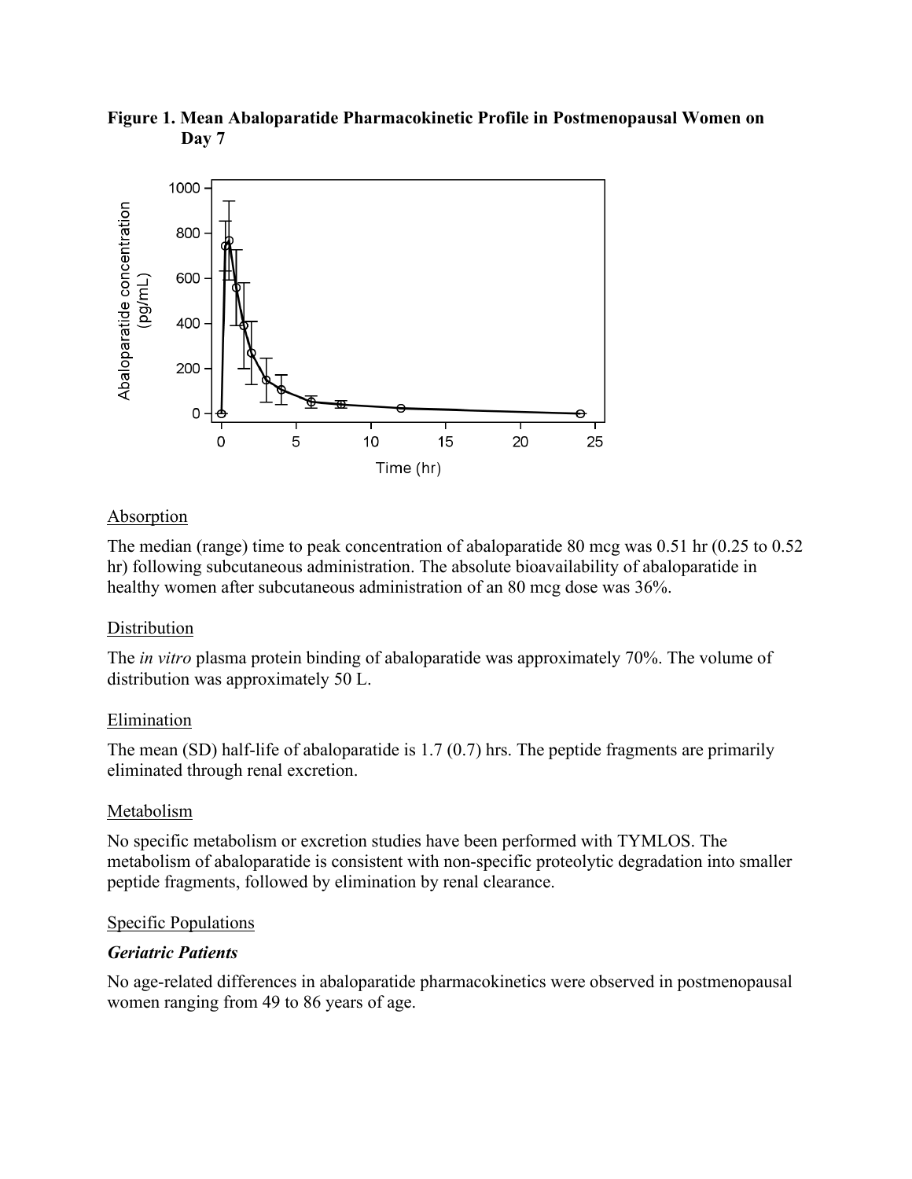**Figure 1. Mean Abaloparatide Pharmacokinetic Profile in Postmenopausal Women on Day 7**

Abaloparatide concentration (pg/mL)

1000
800
600
400
200
0

0 5 10 15 20 25

Time (hr)

Absorption

The median (range) time to peak concentration of abaloparatide 80 mcg was 0.51 hr (0.25 to 0.52 hr) following subcutaneous administration. The absolute bioavailability of abaloparatide in healthy women after subcutaneous administration of an 80 mcg dose was 36%.

Distribution

The *in vitro* plasma protein binding of abaloparatide was approximately 70%. The volume of distribution was approximately 50 L.

Elimination

The mean (SD) half-life of abaloparatide is 1.7 (0.7) hrs. The peptide fragments are primarily eliminated through renal excretion.

Metabolism

No specific metabolism or excretion studies have been performed with TYMLOS. The metabolism of abaloparatide is consistent with non-specific proteolytic degradation into smaller peptide fragments, followed by elimination by renal clearance.

Specific Populations

***Geriatric Patients***

No age-related differences in abaloparatide pharmacokinetics were observed in postmenopausal women ranging from 49 to 86 years of age.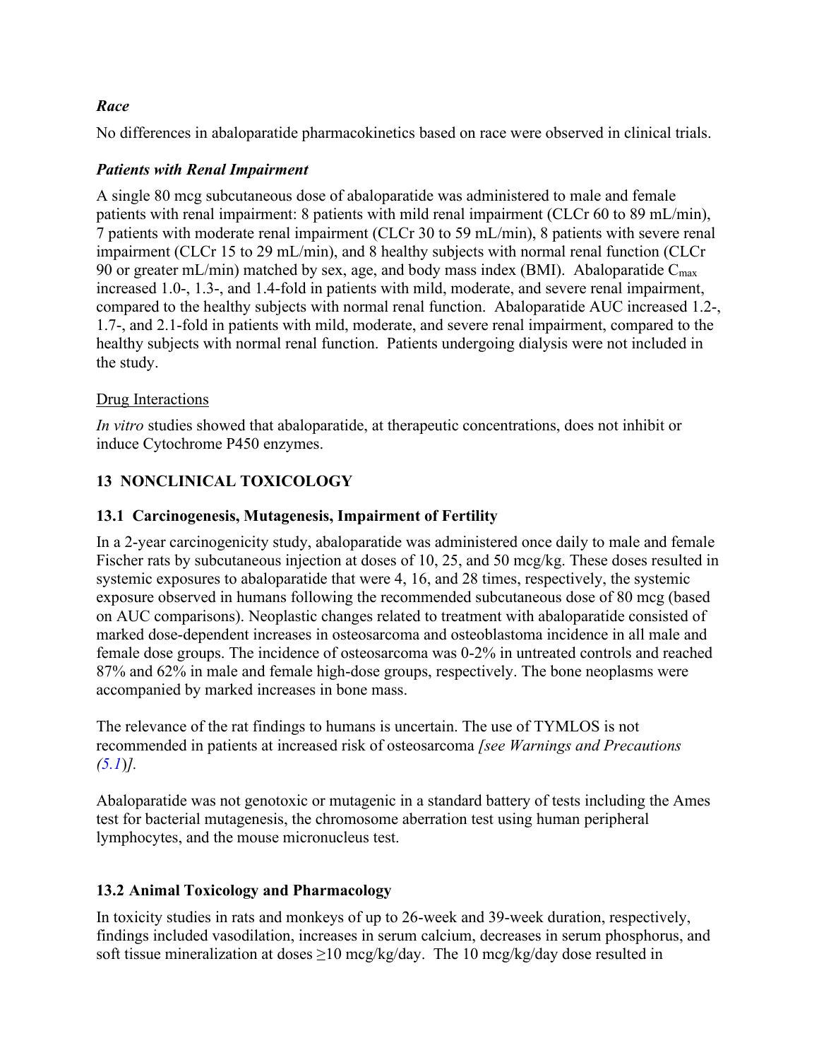### *Race*

No differences in abaloparatide pharmacokinetics based on race were observed in clinical trials.

### *Patients with Renal Impairment*

A single 80 mcg subcutaneous dose of abaloparatide was administered to male and female patients with renal impairment: 8 patients with mild renal impairment (CLCr 60 to 89 mL/min), 7 patients with moderate renal impairment (CLCr 30 to 59 mL/min), 8 patients with severe renal impairment (CLCr 15 to 29 mL/min), and 8 healthy subjects with normal renal function (CLCr 90 or greater mL/min) matched by sex, age, and body mass index (BMI). Abaloparatide $C_{max}$ increased 1.0-, 1.3-, and 1.4-fold in patients with mild, moderate, and severe renal impairment, compared to the healthy subjects with normal renal function. Abaloparatide AUC increased 1.2-, 1.7-, and 2.1-fold in patients with mild, moderate, and severe renal impairment, compared to the healthy subjects with normal renal function. Patients undergoing dialysis were not included in the study.

Drug Interactions

*In vitro* studies showed that abaloparatide, at therapeutic concentrations, does not inhibit or induce Cytochrome P450 enzymes.

## 13 NONCLINICAL TOXICOLOGY

### 13.1 Carcinogenesis, Mutagenesis, Impairment of Fertility

In a 2-year carcinogenicity study, abaloparatide was administered once daily to male and female Fischer rats by subcutaneous injection at doses of 10, 25, and 50 mcg/kg. These doses resulted in systemic exposures to abaloparatide that were 4, 16, and 28 times, respectively, the systemic exposure observed in humans following the recommended subcutaneous dose of 80 mcg (based on AUC comparisons). Neoplastic changes related to treatment with abaloparatide consisted of marked dose-dependent increases in osteosarcoma and osteoblastoma incidence in all male and female dose groups. The incidence of osteosarcoma was 0-2% in untreated controls and reached 87% and 62% in male and female high-dose groups, respectively. The bone neoplasms were accompanied by marked increases in bone mass.

The relevance of the rat findings to humans is uncertain. The use of TYMLOS is not recommended in patients at increased risk of osteosarcoma *[see Warnings and Precautions (5.1)].*

Abaloparatide was not genotoxic or mutagenic in a standard battery of tests including the Ames test for bacterial mutagenesis, the chromosome aberration test using human peripheral lymphocytes, and the mouse micronucleus test.

### 13.2 Animal Toxicology and Pharmacology

In toxicity studies in rats and monkeys of up to 26-week and 39-week duration, respectively, findings included vasodilation, increases in serum calcium, decreases in serum phosphorus, and soft tissue mineralization at doses ≥10 mcg/kg/day. The 10 mcg/kg/day dose resulted in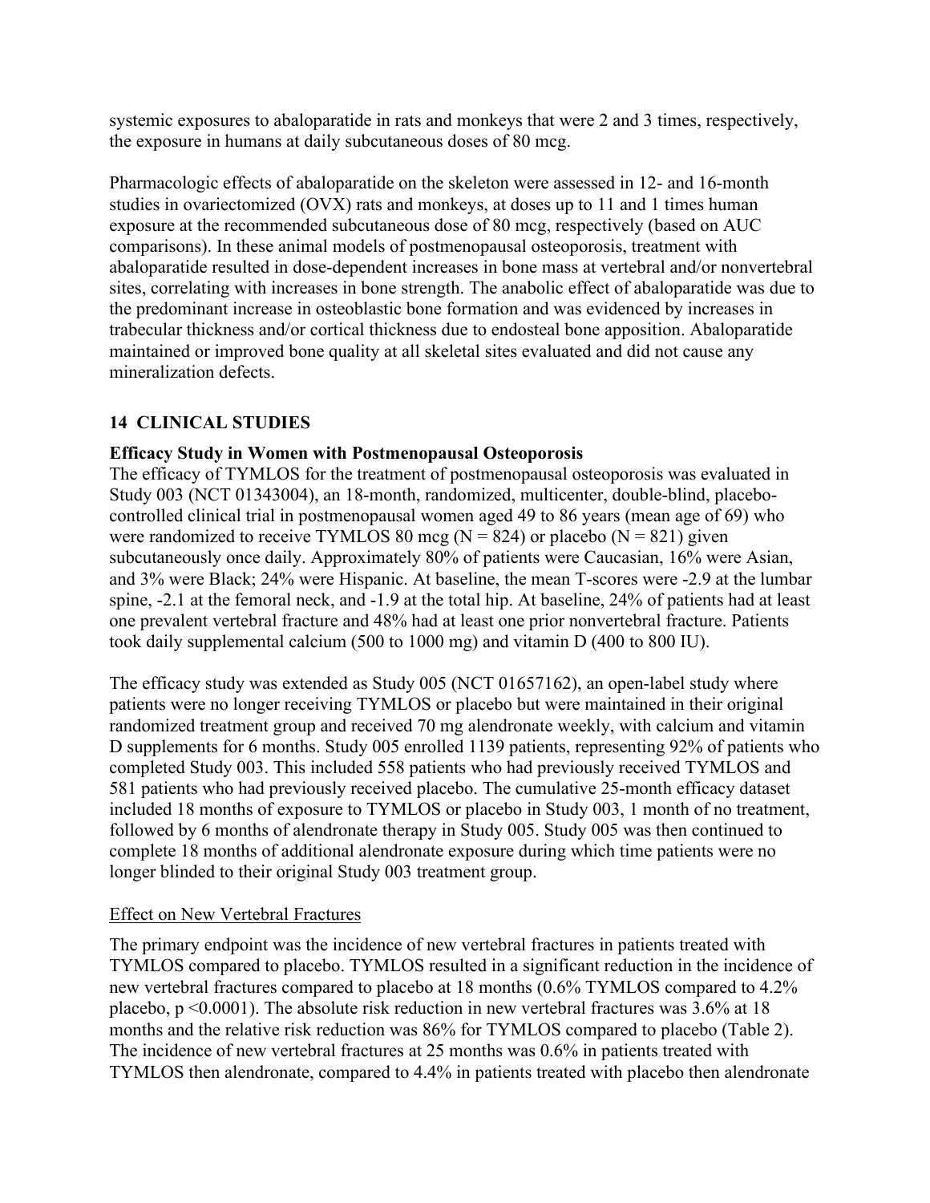systemic exposures to abaloparatide in rats and monkeys that were 2 and 3 times, respectively, the exposure in humans at daily subcutaneous doses of 80 mcg.

Pharmacologic effects of abaloparatide on the skeleton were assessed in 12- and 16-month studies in ovariectomized (OVX) rats and monkeys, at doses up to 11 and 1 times human exposure at the recommended subcutaneous dose of 80 mcg, respectively (based on AUC comparisons). In these animal models of postmenopausal osteoporosis, treatment with abaloparatide resulted in dose-dependent increases in bone mass at vertebral and/or nonvertebral sites, correlating with increases in bone strength. The anabolic effect of abaloparatide was due to the predominant increase in osteoblastic bone formation and was evidenced by increases in trabecular thickness and/or cortical thickness due to endosteal bone apposition. Abaloparatide maintained or improved bone quality at all skeletal sites evaluated and did not cause any mineralization defects.

## 14 CLINICAL STUDIES

### Efficacy Study in Women with Postmenopausal Osteoporosis

The efficacy of TYMLOS for the treatment of postmenopausal osteoporosis was evaluated in Study 003 (NCT 01343004), an 18-month, randomized, multicenter, double-blind, placebo-controlled clinical trial in postmenopausal women aged 49 to 86 years (mean age of 69) who were randomized to receive TYMLOS 80 mcg (N = 824) or placebo (N = 821) given subcutaneously once daily. Approximately 80% of patients were Caucasian, 16% were Asian, and 3% were Black; 24% were Hispanic. At baseline, the mean T-scores were -2.9 at the lumbar spine, -2.1 at the femoral neck, and -1.9 at the total hip. At baseline, 24% of patients had at least one prevalent vertebral fracture and 48% had at least one prior nonvertebral fracture. Patients took daily supplemental calcium (500 to 1000 mg) and vitamin D (400 to 800 IU).

The efficacy study was extended as Study 005 (NCT 01657162), an open-label study where patients were no longer receiving TYMLOS or placebo but were maintained in their original randomized treatment group and received 70 mg alendronate weekly, with calcium and vitamin D supplements for 6 months. Study 005 enrolled 1139 patients, representing 92% of patients who completed Study 003. This included 558 patients who had previously received TYMLOS and 581 patients who had previously received placebo. The cumulative 25-month efficacy dataset included 18 months of exposure to TYMLOS or placebo in Study 003, 1 month of no treatment, followed by 6 months of alendronate therapy in Study 005. Study 005 was then continued to complete 18 months of additional alendronate exposure during which time patients were no longer blinded to their original Study 003 treatment group.

#### Effect on New Vertebral Fractures

The primary endpoint was the incidence of new vertebral fractures in patients treated with TYMLOS compared to placebo. TYMLOS resulted in a significant reduction in the incidence of new vertebral fractures compared to placebo at 18 months (0.6% TYMLOS compared to 4.2% placebo, $p < 0.0001$). The absolute risk reduction in new vertebral fractures was 3.6% at 18 months and the relative risk reduction was 86% for TYMLOS compared to placebo (Table 2). The incidence of new vertebral fractures at 25 months was 0.6% in patients treated with TYMLOS then alendronate, compared to 4.4% in patients treated with placebo then alendronate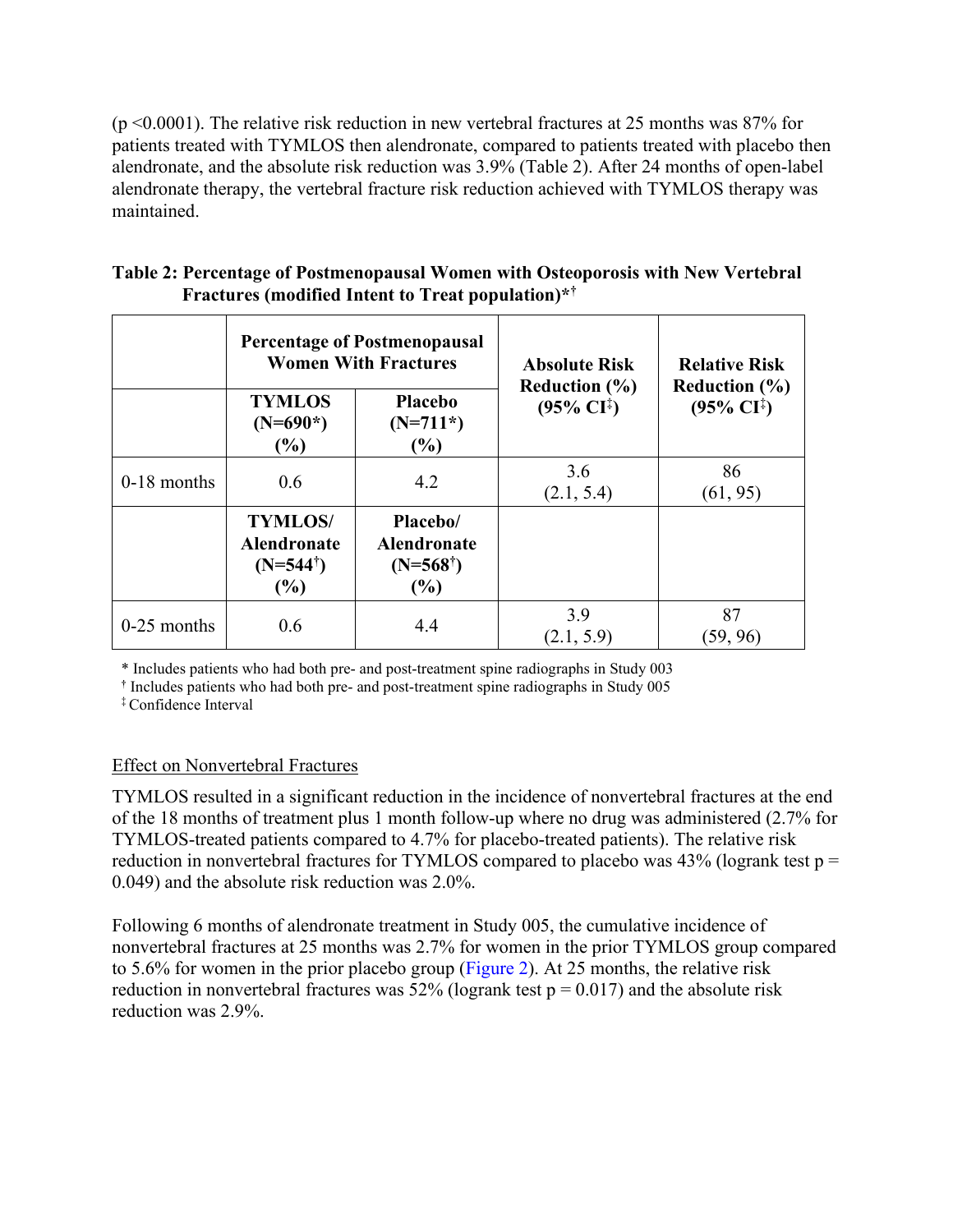(p <0.0001). The relative risk reduction in new vertebral fractures at 25 months was 87% for patients treated with TYMLOS then alendronate, compared to patients treated with placebo then alendronate, and the absolute risk reduction was 3.9% (Table 2). After 24 months of open-label alendronate therapy, the vertebral fracture risk reduction achieved with TYMLOS therapy was maintained.

**Table 2: Percentage of Postmenopausal Women with Osteoporosis with New Vertebral Fractures (modified Intent to Treat population)*†**

| | Percentage of Postmenopausal Women With Fractures | | Absolute Risk Reduction (%) (95% CI‡) | Relative Risk Reduction (%) (95% CI‡) |
|---|---|---|---|---|
| | **TYMLOS (N=690*) (%)** | **Placebo (N=711*) (%)** | | |
| 0-18 months | 0.6 | 4.2 | 3.6 (2.1, 5.4) | 86 (61, 95) |
| | **TYMLOS/ Alendronate (N=544†) (%)** | **Placebo/ Alendronate (N=568†) (%)** | | |
| 0-25 months | 0.6 | 4.4 | 3.9 (2.1, 5.9) | 87 (59, 96) |

* Includes patients who had both pre- and post-treatment spine radiographs in Study 003

† Includes patients who had both pre- and post-treatment spine radiographs in Study 005

‡ Confidence Interval

Effect on Nonvertebral Fractures

TYMLOS resulted in a significant reduction in the incidence of nonvertebral fractures at the end of the 18 months of treatment plus 1 month follow-up where no drug was administered (2.7% for TYMLOS-treated patients compared to 4.7% for placebo-treated patients). The relative risk reduction in nonvertebral fractures for TYMLOS compared to placebo was 43% (logrank test p = 0.049) and the absolute risk reduction was 2.0%.

Following 6 months of alendronate treatment in Study 005, the cumulative incidence of nonvertebral fractures at 25 months was 2.7% for women in the prior TYMLOS group compared to 5.6% for women in the prior placebo group (Figure 2). At 25 months, the relative risk reduction in nonvertebral fractures was 52% (logrank test p = 0.017) and the absolute risk reduction was 2.9%.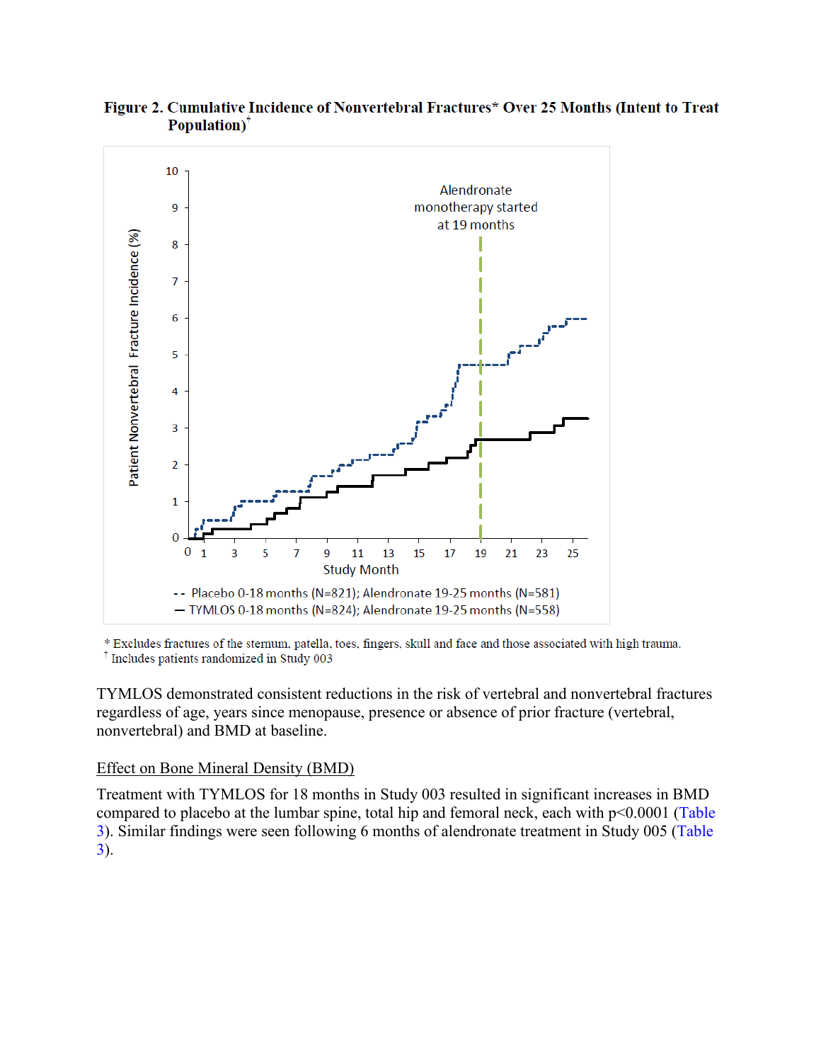**Figure 2. Cumulative Incidence of Nonvertebral Fractures* Over 25 Months (Intent to Treat Population)†**

Patient Nonvertebral Fracture Incidence (%)

10
9
8
7
6
5
4
3
2
1
0

0 1 3 5 7 9 11 13 15 17 19 21 23 25

Study Month

Alendronate monotherapy started at 19 months

-- Placebo 0-18 months (N=821); Alendronate 19-25 months (N=581)

— TYMLOS 0-18 months (N=824); Alendronate 19-25 months (N=558)

\* Excludes fractures of the sternum, patella, toes, fingers, skull and face and those associated with high trauma.
† Includes patients randomized in Study 003

TYMLOS demonstrated consistent reductions in the risk of vertebral and nonvertebral fractures regardless of age, years since menopause, presence or absence of prior fracture (vertebral, nonvertebral) and BMD at baseline.

Effect on Bone Mineral Density (BMD)

Treatment with TYMLOS for 18 months in Study 003 resulted in significant increases in BMD compared to placebo at the lumbar spine, total hip and femoral neck, each with $p<0.0001$ (Table 3). Similar findings were seen following 6 months of alendronate treatment in Study 005 (Table 3).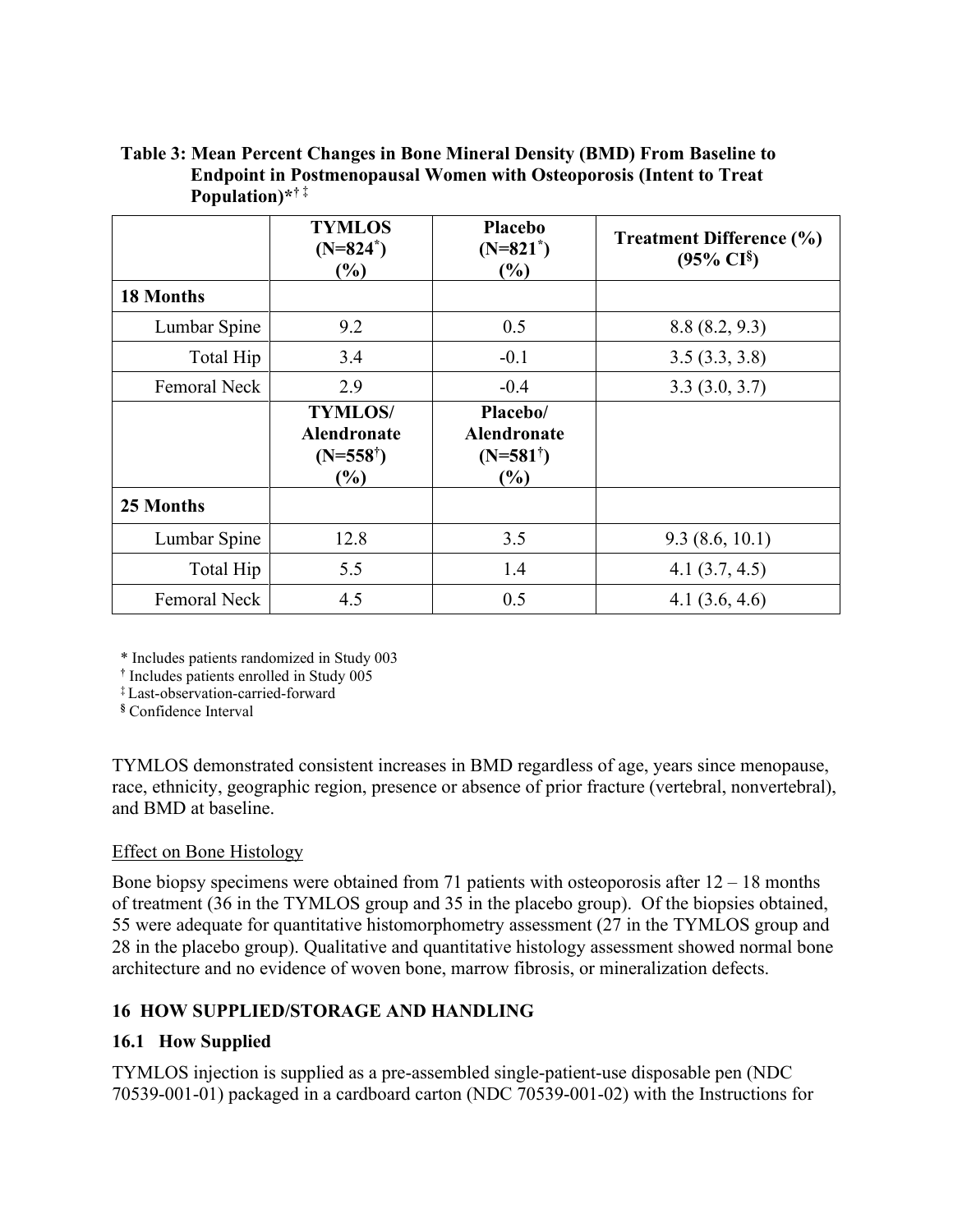**Table 3: Mean Percent Changes in Bone Mineral Density (BMD) From Baseline to Endpoint in Postmenopausal Women with Osteoporosis (Intent to Treat Population)*† ‡**

| | TYMLOS (N=824*) (%) | Placebo (N=821*) (%) | Treatment Difference (%) (95% CI§) |
|---|---|---|---|
| **18 Months** | | | |
| Lumbar Spine | 9.2 | 0.5 | 8.8 (8.2, 9.3) |
| Total Hip | 3.4 | -0.1 | 3.5 (3.3, 3.8) |
| Femoral Neck | 2.9 | -0.4 | 3.3 (3.0, 3.7) |
| | **TYMLOS/ Alendronate (N=558†) (%)** | **Placebo/ Alendronate (N=581†) (%)** | |
| **25 Months** | | | |
| Lumbar Spine | 12.8 | 3.5 | 9.3 (8.6, 10.1) |
| Total Hip | 5.5 | 1.4 | 4.1 (3.7, 4.5) |
| Femoral Neck | 4.5 | 0.5 | 4.1 (3.6, 4.6) |

\* Includes patients randomized in Study 003
† Includes patients enrolled in Study 005
‡ Last-observation-carried-forward
§ Confidence Interval

TYMLOS demonstrated consistent increases in BMD regardless of age, years since menopause, race, ethnicity, geographic region, presence or absence of prior fracture (vertebral, nonvertebral), and BMD at baseline.

Effect on Bone Histology

Bone biopsy specimens were obtained from 71 patients with osteoporosis after 12 – 18 months of treatment (36 in the TYMLOS group and 35 in the placebo group). Of the biopsies obtained, 55 were adequate for quantitative histomorphometry assessment (27 in the TYMLOS group and 28 in the placebo group). Qualitative and quantitative histology assessment showed normal bone architecture and no evidence of woven bone, marrow fibrosis, or mineralization defects.

## 16 HOW SUPPLIED/STORAGE AND HANDLING

### 16.1 How Supplied

TYMLOS injection is supplied as a pre-assembled single-patient-use disposable pen (NDC 70539-001-01) packaged in a cardboard carton (NDC 70539-001-02) with the Instructions for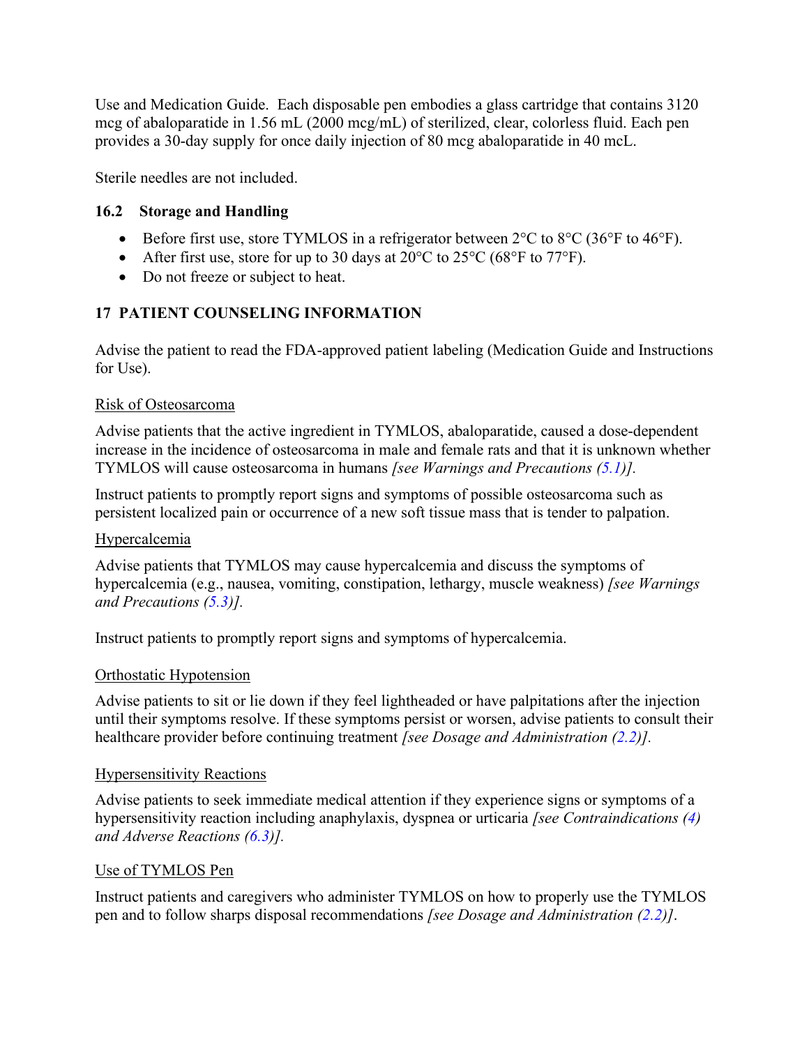Use and Medication Guide. Each disposable pen embodies a glass cartridge that contains 3120 mcg of abaloparatide in 1.56 mL (2000 mcg/mL) of sterilized, clear, colorless fluid. Each pen provides a 30-day supply for once daily injection of 80 mcg abaloparatide in 40 mcL.

Sterile needles are not included.

### 16.2 Storage and Handling

- Before first use, store TYMLOS in a refrigerator between 2°C to 8°C (36°F to 46°F).
- After first use, store for up to 30 days at 20°C to 25°C (68°F to 77°F).
- Do not freeze or subject to heat.

## 17 PATIENT COUNSELING INFORMATION

Advise the patient to read the FDA-approved patient labeling (Medication Guide and Instructions for Use).

Risk of Osteosarcoma

Advise patients that the active ingredient in TYMLOS, abaloparatide, caused a dose-dependent increase in the incidence of osteosarcoma in male and female rats and that it is unknown whether TYMLOS will cause osteosarcoma in humans *[see Warnings and Precautions (5.1)].*

Instruct patients to promptly report signs and symptoms of possible osteosarcoma such as persistent localized pain or occurrence of a new soft tissue mass that is tender to palpation.

Hypercalcemia

Advise patients that TYMLOS may cause hypercalcemia and discuss the symptoms of hypercalcemia (e.g., nausea, vomiting, constipation, lethargy, muscle weakness) *[see Warnings and Precautions (5.3)].*

Instruct patients to promptly report signs and symptoms of hypercalcemia.

Orthostatic Hypotension

Advise patients to sit or lie down if they feel lightheaded or have palpitations after the injection until their symptoms resolve. If these symptoms persist or worsen, advise patients to consult their healthcare provider before continuing treatment *[see Dosage and Administration (2.2)].*

Hypersensitivity Reactions

Advise patients to seek immediate medical attention if they experience signs or symptoms of a hypersensitivity reaction including anaphylaxis, dyspnea or urticaria *[see Contraindications (4) and Adverse Reactions (6.3)].*

Use of TYMLOS Pen

Instruct patients and caregivers who administer TYMLOS on how to properly use the TYMLOS pen and to follow sharps disposal recommendations *[see Dosage and Administration (2.2)]*.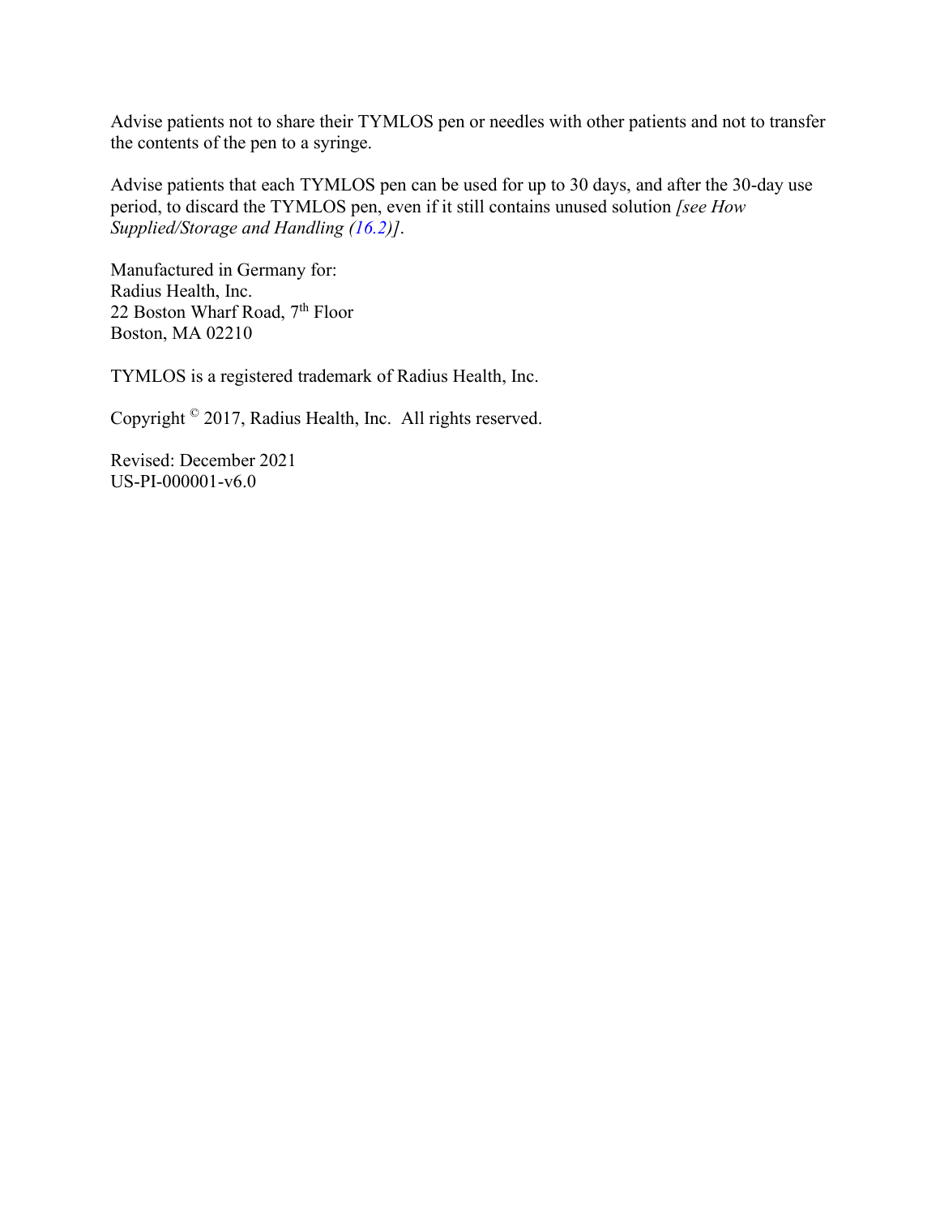Advise patients not to share their TYMLOS pen or needles with other patients and not to transfer the contents of the pen to a syringe.

Advise patients that each TYMLOS pen can be used for up to 30 days, and after the 30-day use period, to discard the TYMLOS pen, even if it still contains unused solution *[see How Supplied/Storage and Handling (16.2)]*.

Manufactured in Germany for:
Radius Health, Inc.
22 Boston Wharf Road, 7th Floor
Boston, MA 02210

TYMLOS is a registered trademark of Radius Health, Inc.

Copyright © 2017, Radius Health, Inc. All rights reserved.

Revised: December 2021
US-PI-000001-v6.0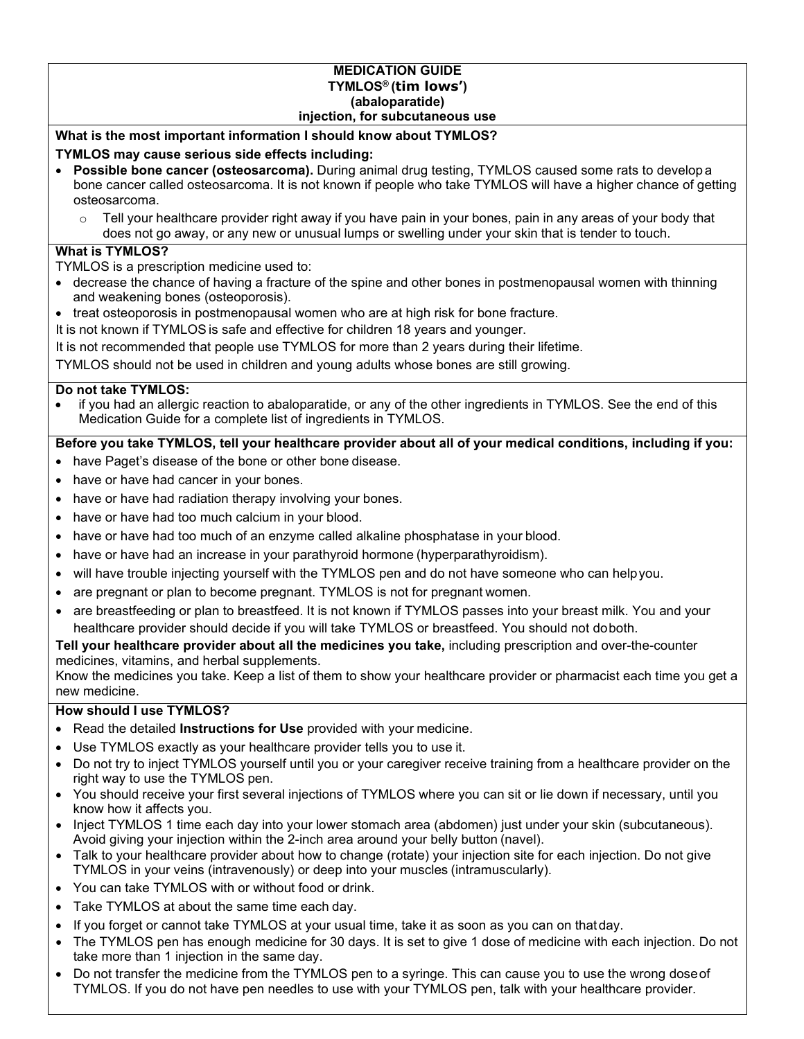**MEDICATION GUIDE**
**TYMLOS® (tim lows')**
**(abaloparatide)**
**injection, for subcutaneous use**

**What is the most important information I should know about TYMLOS?**

**TYMLOS may cause serious side effects including:**

- **Possible bone cancer (osteosarcoma).** During animal drug testing, TYMLOS caused some rats to develop a bone cancer called osteosarcoma. It is not known if people who take TYMLOS will have a higher chance of getting osteosarcoma.
  - Tell your healthcare provider right away if you have pain in your bones, pain in any areas of your body that does not go away, or any new or unusual lumps or swelling under your skin that is tender to touch.

**What is TYMLOS?**

TYMLOS is a prescription medicine used to:

- decrease the chance of having a fracture of the spine and other bones in postmenopausal women with thinning and weakening bones (osteoporosis).
- treat osteoporosis in postmenopausal women who are at high risk for bone fracture.

It is not known if TYMLOS is safe and effective for children 18 years and younger.

It is not recommended that people use TYMLOS for more than 2 years during their lifetime.

TYMLOS should not be used in children and young adults whose bones are still growing.

**Do not take TYMLOS:**

- if you had an allergic reaction to abaloparatide, or any of the other ingredients in TYMLOS. See the end of this Medication Guide for a complete list of ingredients in TYMLOS.

**Before you take TYMLOS, tell your healthcare provider about all of your medical conditions, including if you:**

- have Paget's disease of the bone or other bone disease.
- have or have had cancer in your bones.
- have or have had radiation therapy involving your bones.
- have or have had too much calcium in your blood.
- have or have had too much of an enzyme called alkaline phosphatase in your blood.
- have or have had an increase in your parathyroid hormone (hyperparathyroidism).
- will have trouble injecting yourself with the TYMLOS pen and do not have someone who can help you.
- are pregnant or plan to become pregnant. TYMLOS is not for pregnant women.
- are breastfeeding or plan to breastfeed. It is not known if TYMLOS passes into your breast milk. You and your healthcare provider should decide if you will take TYMLOS or breastfeed. You should not do both.

**Tell your healthcare provider about all the medicines you take,** including prescription and over-the-counter medicines, vitamins, and herbal supplements.

Know the medicines you take. Keep a list of them to show your healthcare provider or pharmacist each time you get a new medicine.

**How should I use TYMLOS?**

- Read the detailed **Instructions for Use** provided with your medicine.
- Use TYMLOS exactly as your healthcare provider tells you to use it.
- Do not try to inject TYMLOS yourself until you or your caregiver receive training from a healthcare provider on the right way to use the TYMLOS pen.
- You should receive your first several injections of TYMLOS where you can sit or lie down if necessary, until you know how it affects you.
- Inject TYMLOS 1 time each day into your lower stomach area (abdomen) just under your skin (subcutaneous). Avoid giving your injection within the 2-inch area around your belly button (navel).
- Talk to your healthcare provider about how to change (rotate) your injection site for each injection. Do not give TYMLOS in your veins (intravenously) or deep into your muscles (intramuscularly).
- You can take TYMLOS with or without food or drink.
- Take TYMLOS at about the same time each day.
- If you forget or cannot take TYMLOS at your usual time, take it as soon as you can on that day.
- The TYMLOS pen has enough medicine for 30 days. It is set to give 1 dose of medicine with each injection. Do not take more than 1 injection in the same day.
- Do not transfer the medicine from the TYMLOS pen to a syringe. This can cause you to use the wrong dose of TYMLOS. If you do not have pen needles to use with your TYMLOS pen, talk with your healthcare provider.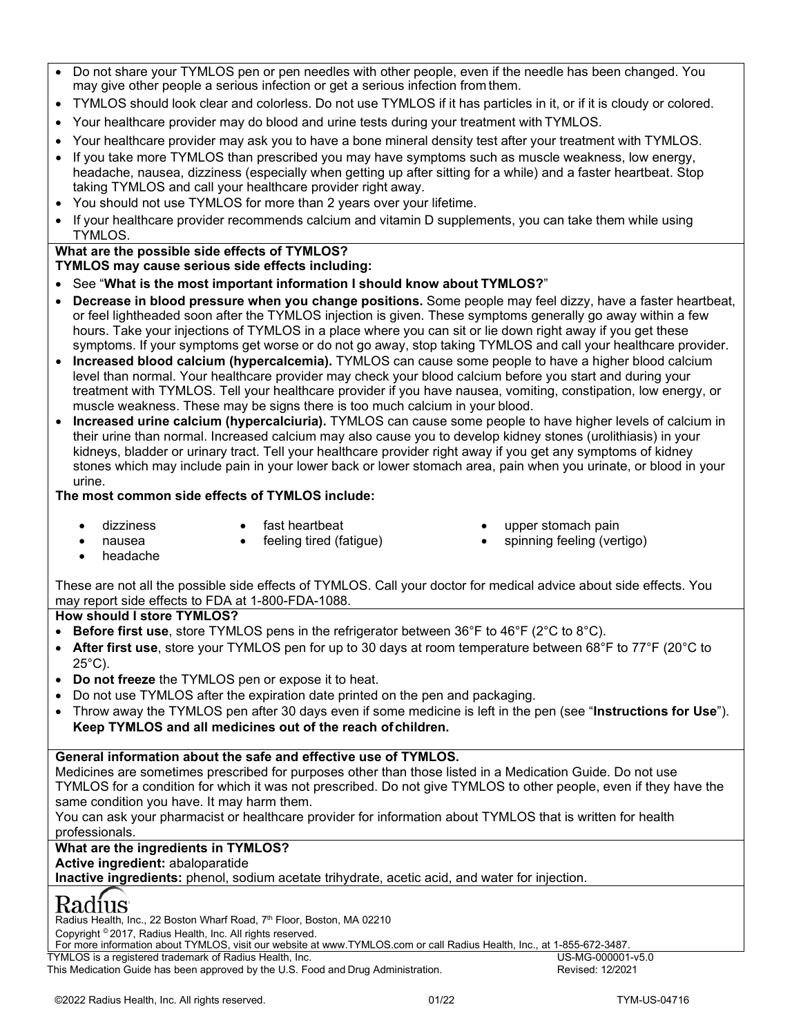- Do not share your TYMLOS pen or pen needles with other people, even if the needle has been changed. You may give other people a serious infection or get a serious infection from them.
- TYMLOS should look clear and colorless. Do not use TYMLOS if it has particles in it, or if it is cloudy or colored.
- Your healthcare provider may do blood and urine tests during your treatment with TYMLOS.
- Your healthcare provider may ask you to have a bone mineral density test after your treatment with TYMLOS.
- If you take more TYMLOS than prescribed you may have symptoms such as muscle weakness, low energy, headache, nausea, dizziness (especially when getting up after sitting for a while) and a faster heartbeat. Stop taking TYMLOS and call your healthcare provider right away.
- You should not use TYMLOS for more than 2 years over your lifetime.
- If your healthcare provider recommends calcium and vitamin D supplements, you can take them while using TYMLOS.

**What are the possible side effects of TYMLOS?**
**TYMLOS may cause serious side effects including:**

- See "**What is the most important information I should know about TYMLOS?**"
- **Decrease in blood pressure when you change positions.** Some people may feel dizzy, have a faster heartbeat, or feel lightheaded soon after the TYMLOS injection is given. These symptoms generally go away within a few hours. Take your injections of TYMLOS in a place where you can sit or lie down right away if you get these symptoms. If your symptoms get worse or do not go away, stop taking TYMLOS and call your healthcare provider.
- **Increased blood calcium (hypercalcemia).** TYMLOS can cause some people to have a higher blood calcium level than normal. Your healthcare provider may check your blood calcium before you start and during your treatment with TYMLOS. Tell your healthcare provider if you have nausea, vomiting, constipation, low energy, or muscle weakness. These may be signs there is too much calcium in your blood.
- **Increased urine calcium (hypercalciuria).** TYMLOS can cause some people to have higher levels of calcium in their urine than normal. Increased calcium may also cause you to develop kidney stones (urolithiasis) in your kidneys, bladder or urinary tract. Tell your healthcare provider right away if you get any symptoms of kidney stones which may include pain in your lower back or lower stomach area, pain when you urinate, or blood in your urine.

**The most common side effects of TYMLOS include:**

- dizziness
- nausea
- headache
- fast heartbeat
- feeling tired (fatigue)
- upper stomach pain
- spinning feeling (vertigo)

These are not all the possible side effects of TYMLOS. Call your doctor for medical advice about side effects. You may report side effects to FDA at 1-800-FDA-1088.

**How should I store TYMLOS?**

- **Before first use**, store TYMLOS pens in the refrigerator between 36°F to 46°F (2°C to 8°C).
- **After first use**, store your TYMLOS pen for up to 30 days at room temperature between 68°F to 77°F (20°C to 25°C).
- **Do not freeze** the TYMLOS pen or expose it to heat.
- Do not use TYMLOS after the expiration date printed on the pen and packaging.
- Throw away the TYMLOS pen after 30 days even if some medicine is left in the pen (see "**Instructions for Use**").

**Keep TYMLOS and all medicines out of the reach of children.**

**General information about the safe and effective use of TYMLOS.**
Medicines are sometimes prescribed for purposes other than those listed in a Medication Guide. Do not use TYMLOS for a condition for which it was not prescribed. Do not give TYMLOS to other people, even if they have the same condition you have. It may harm them.
You can ask your pharmacist or healthcare provider for information about TYMLOS that is written for health professionals.

**What are the ingredients in TYMLOS?**
**Active ingredient:** abaloparatide
**Inactive ingredients:** phenol, sodium acetate trihydrate, acetic acid, and water for injection.

Radius

Radius Health, Inc., 22 Boston Wharf Road, 7th Floor, Boston, MA 02210
Copyright © 2017, Radius Health, Inc. All rights reserved.
For more information about TYMLOS, visit our website at www.TYMLOS.com or call Radius Health, Inc., at 1-855-672-3487.

TYMLOS is a registered trademark of Radius Health, Inc.
This Medication Guide has been approved by the U.S. Food and Drug Administration.

US-MG-000001-v5.0
Revised: 12/2021

©2022 Radius Health, Inc. All rights reserved. 01/22 TYM-US-04716